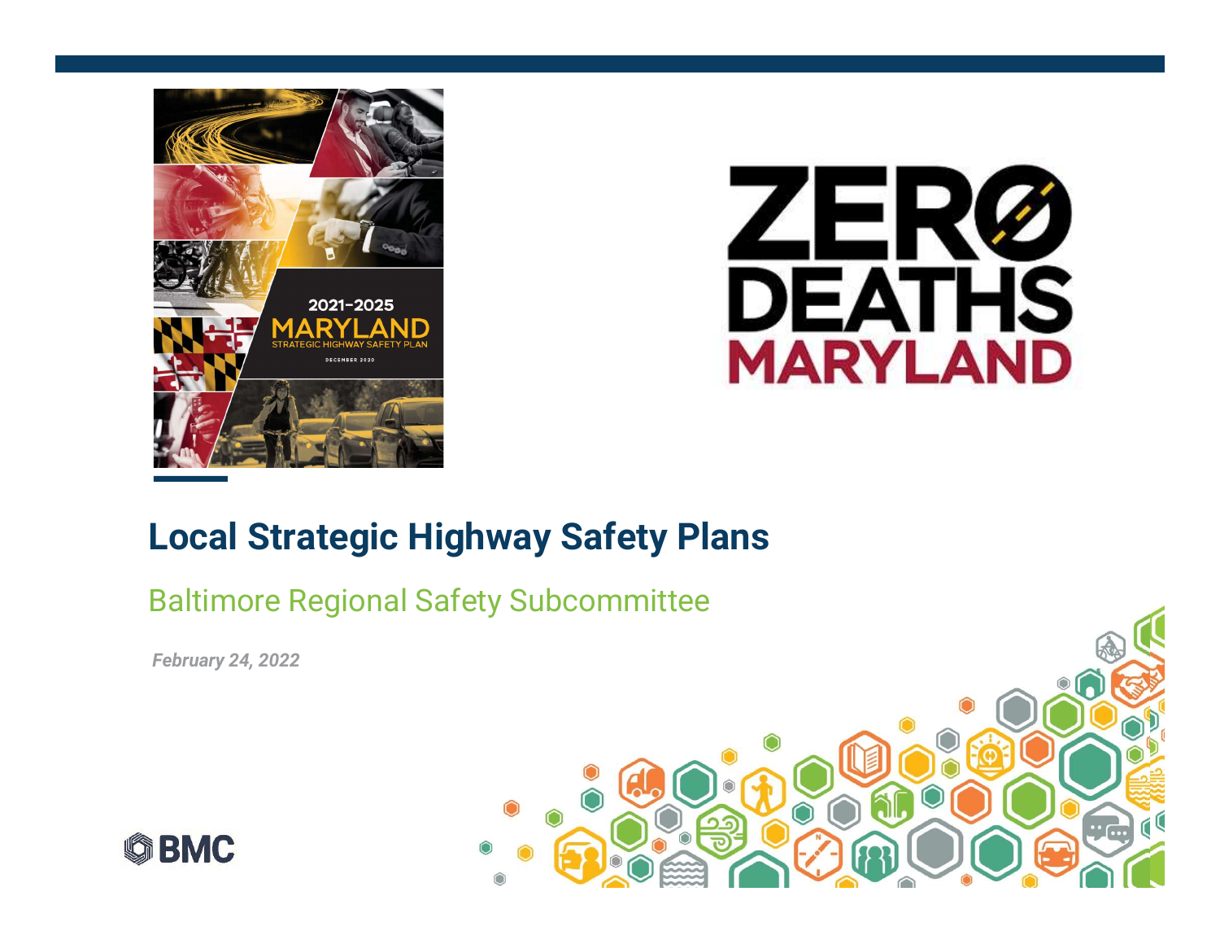# Local Strategic Highway Safety Plans

Baltimore Regional Safety Subcommittee

*February 24, 2022*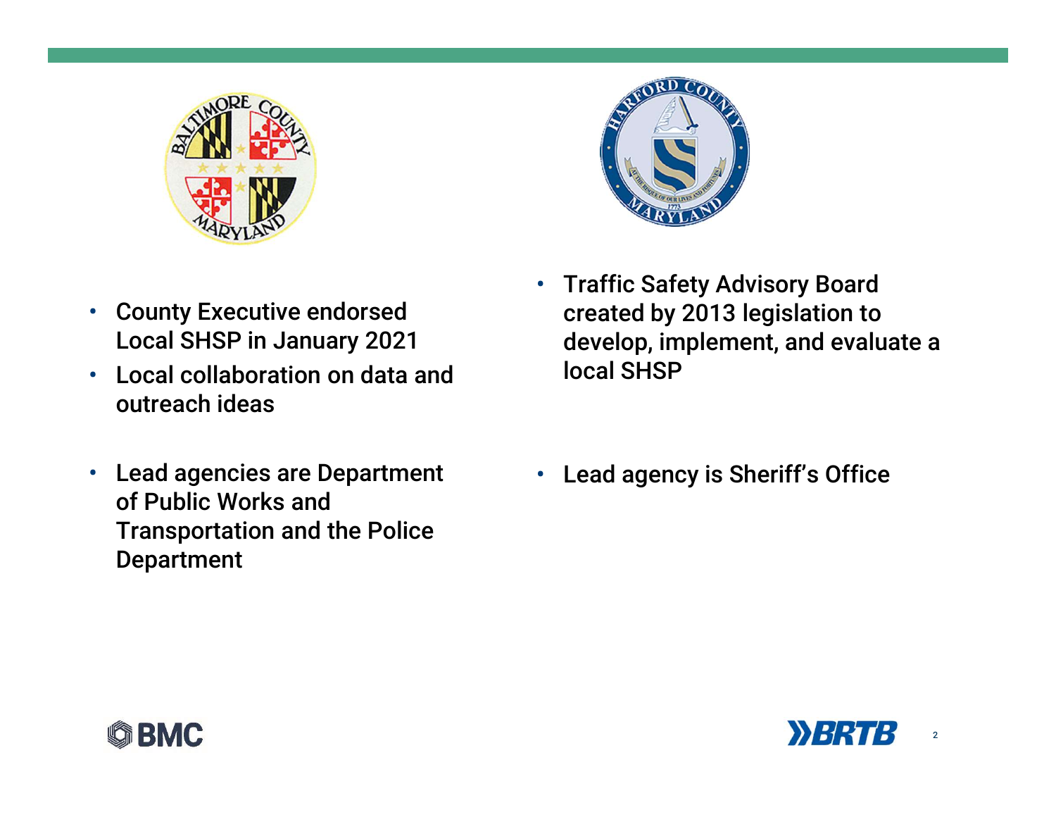- County Executive endorsed Local SHSP in January 2021
- Local collaboration on data and outreach ideas
- Lead agencies are Department of Public Works and Transportation and the Police Department

- Traffic Safety Advisory Board created by 2013 legislation to develop, implement, and evaluate a local SHSP
- Lead agency is Sheriff's Office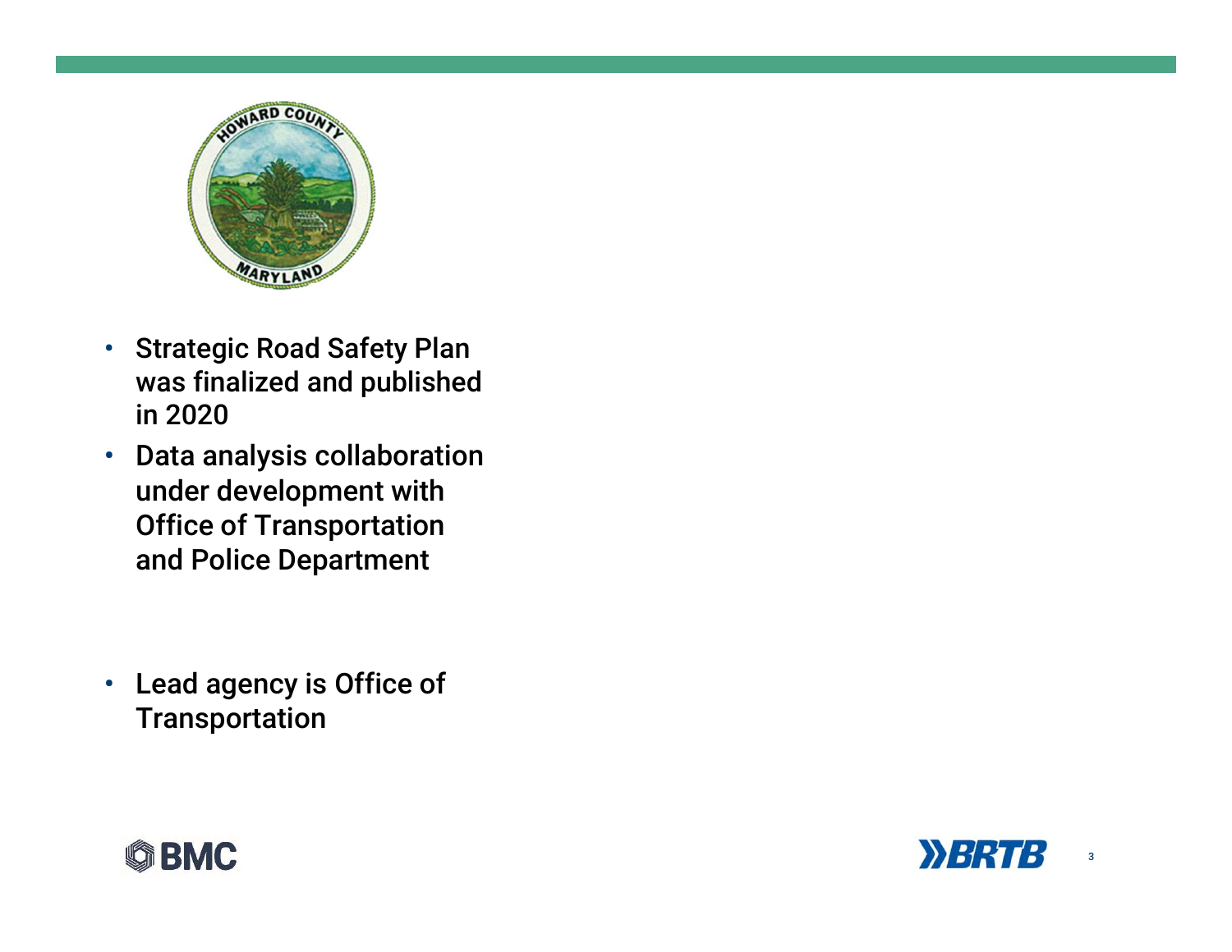- Strategic Road Safety Plan was finalized and published in 2020
- Data analysis collaboration under development with Office of Transportation and Police Department
- Lead agency is Office of Transportation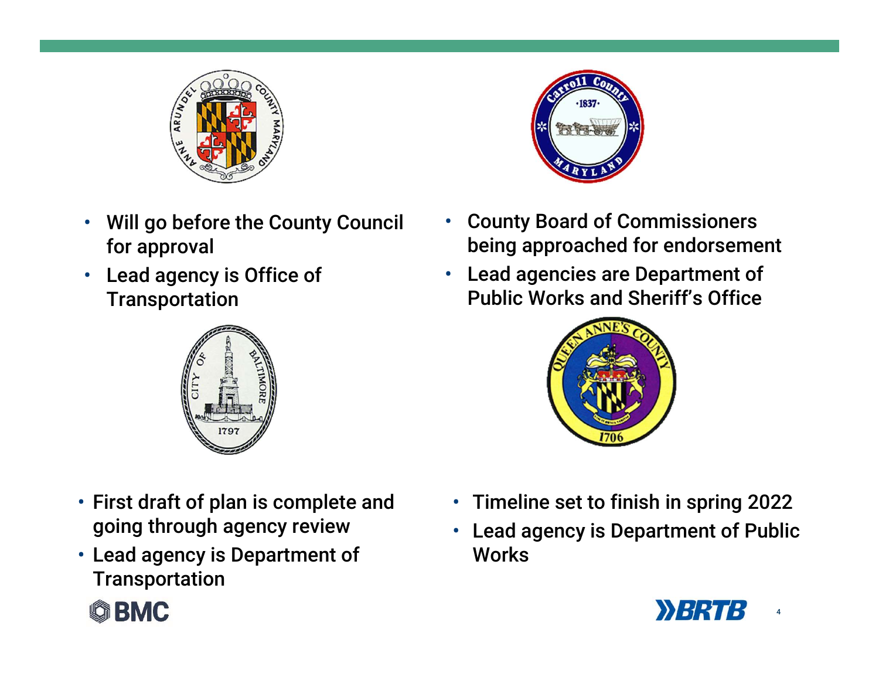- Will go before the County Council for approval
- Lead agency is Office of Transportation

- County Board of Commissioners being approached for endorsement
- Lead agencies are Department of Public Works and Sheriff's Office

- First draft of plan is complete and going through agency review
- Lead agency is Department of Transportation

- Timeline set to finish in spring 2022
- Lead agency is Department of Public Works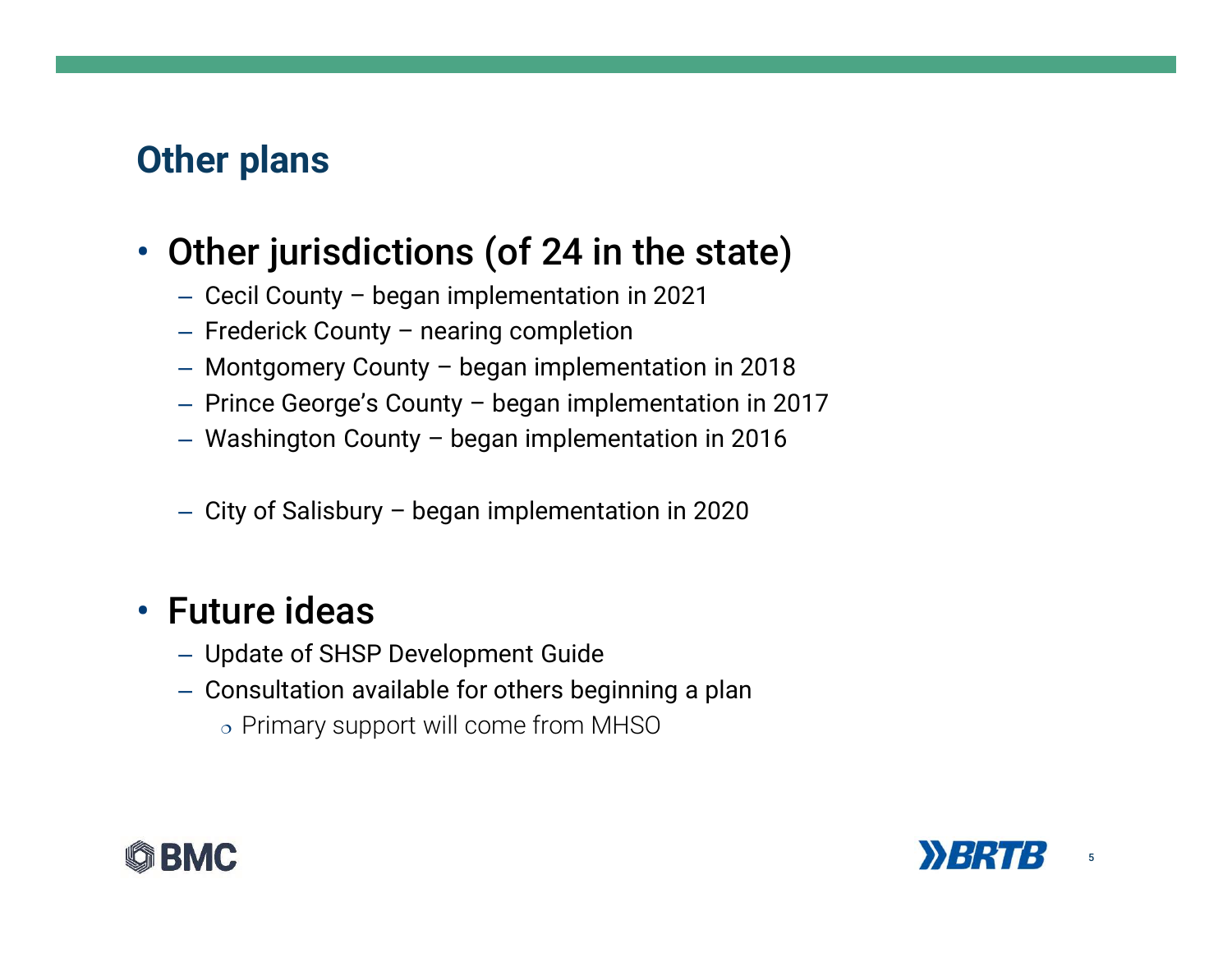## Other plans

- Other jurisdictions (of 24 in the state)
  - Cecil County – began implementation in 2021
  - Frederick County – nearing completion
  - Montgomery County – began implementation in 2018
  - Prince George's County – began implementation in 2017
  - Washington County – began implementation in 2016

  - City of Salisbury – began implementation in 2020

- Future ideas
  - Update of SHSP Development Guide
  - Consultation available for others beginning a plan
    - Primary support will come from MHSO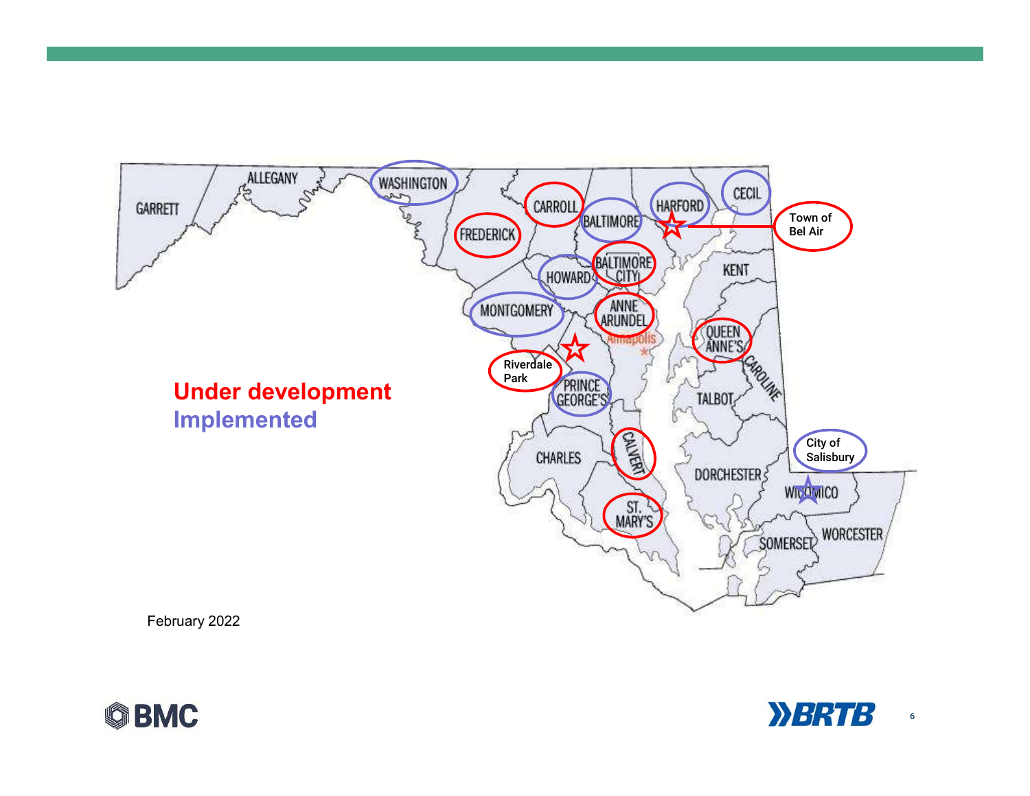**Under development**

**Implemented**

GARRETT, ALLEGANY, WASHINGTON, FREDERICK, CARROLL, BALTIMORE, HARFORD, CECIL, HOWARD, BALTIMORE CITY, MONTGOMERY, ANNE ARUNDEL, Annapolis, KENT, QUEEN ANNE'S, CAROLINE, TALBOT, PRINCE GEORGE'S, CHARLES, CALVERT, ST. MARY'S, DORCHESTER, WICOMICO, SOMERSET, WORCESTER

Town of Bel Air

Riverdale Park

City of Salisbury

February 2022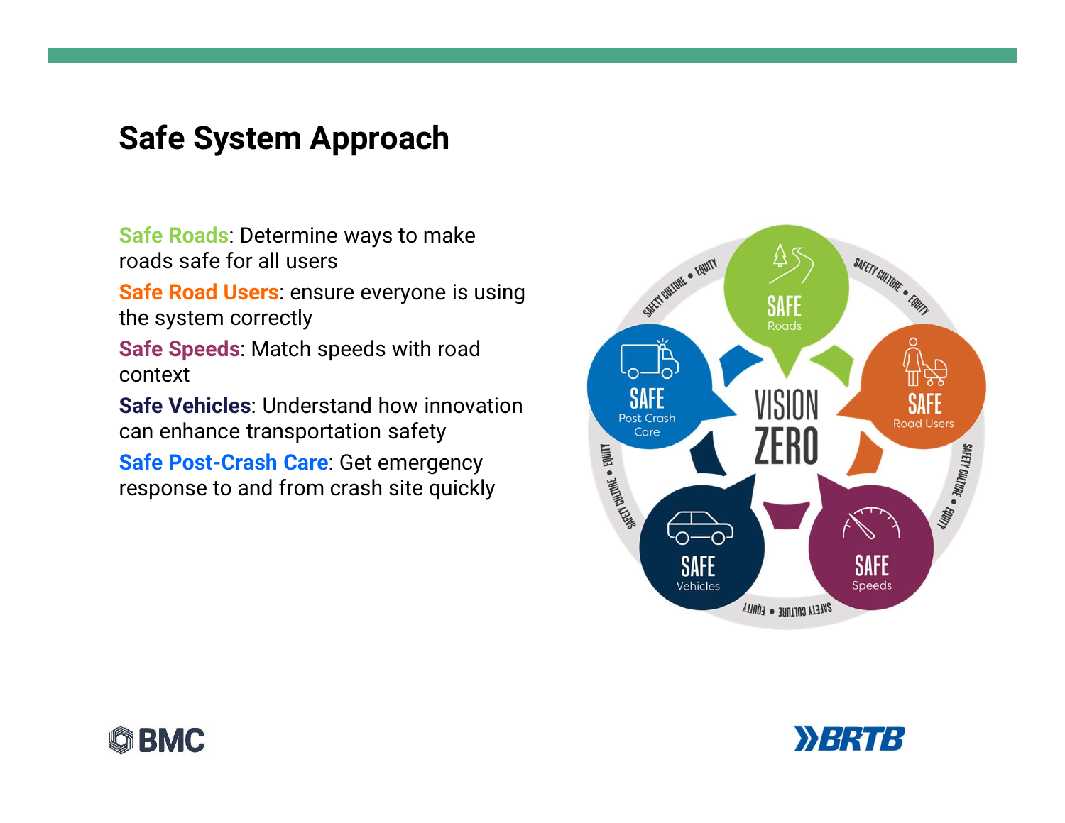# Safe System Approach

**Safe Roads**: Determine ways to make roads safe for all users

**Safe Road Users**: ensure everyone is using the system correctly

**Safe Speeds**: Match speeds with road context

**Safe Vehicles**: Understand how innovation can enhance transportation safety

**Safe Post-Crash Care**: Get emergency response to and from crash site quickly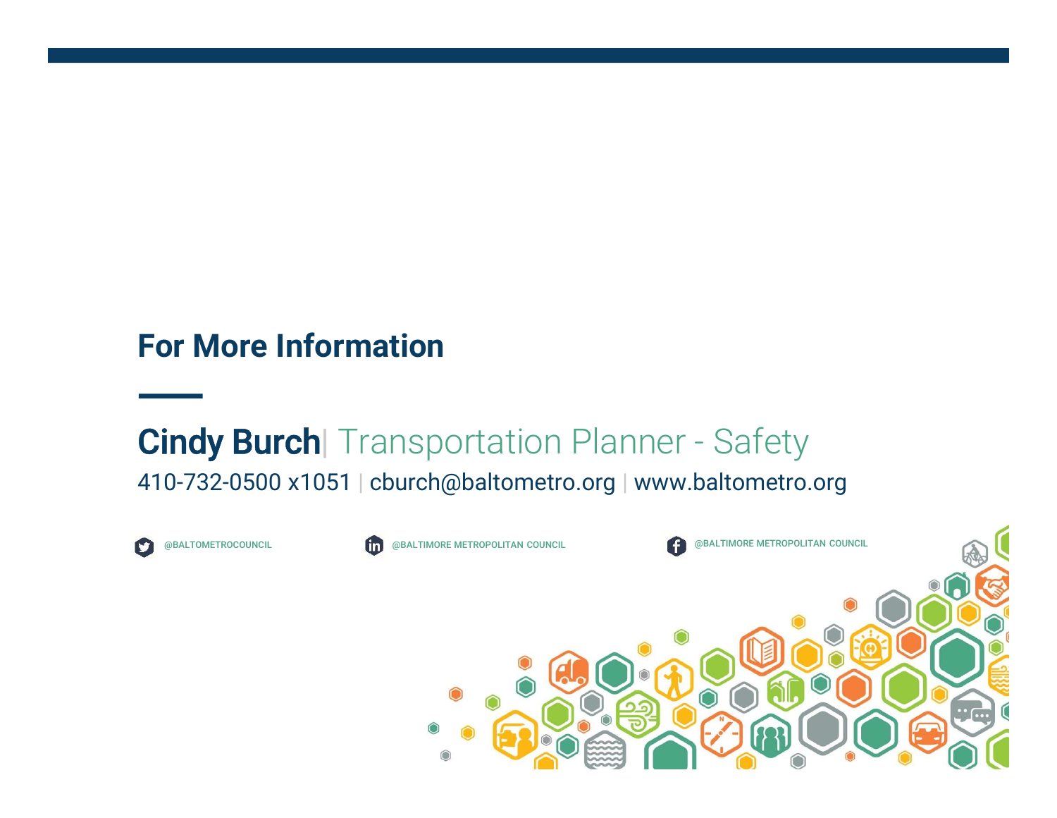## For More Information

**Cindy Burch**| Transportation Planner - Safety

410-732-0500 x1051 | cburch@baltometro.org | www.baltometro.org

@BALTOMETROCOUNCIL

@BALTIMORE METROPOLITAN COUNCIL

@BALTIMORE METROPOLITAN COUNCIL